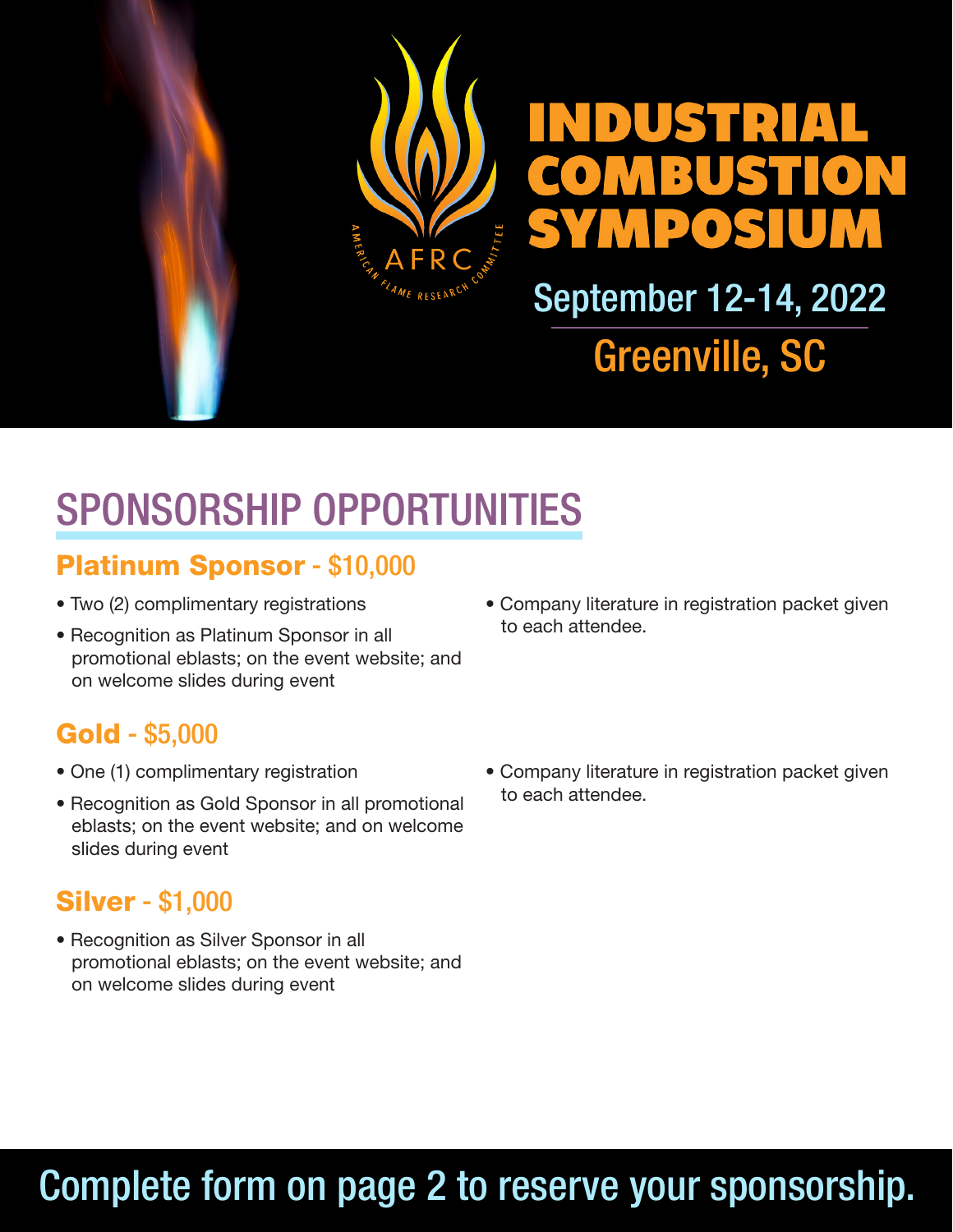AFRC
AMERICAN FLAME RESEARCH COMMITTEE

# INDUSTRIAL COMBUSTION SYMPOSIUM

September 12-14, 2022

Greenville, SC

## SPONSORSHIP OPPORTUNITIES

### Platinum Sponsor - $10,000

- Two (2) complimentary registrations
- Recognition as Platinum Sponsor in all promotional eblasts; on the event website; and on welcome slides during event
- Company literature in registration packet given to each attendee.

### Gold - $5,000

- One (1) complimentary registration
- Recognition as Gold Sponsor in all promotional eblasts; on the event website; and on welcome slides during event
- Company literature in registration packet given to each attendee.

### Silver - $1,000

- Recognition as Silver Sponsor in all promotional eblasts; on the event website; and on welcome slides during event

Complete form on page 2 to reserve your sponsorship.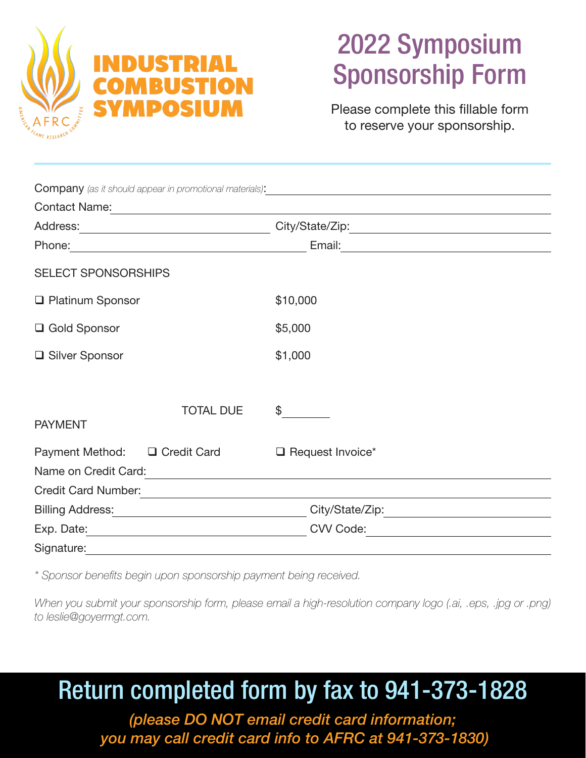INDUSTRIAL COMBUSTION SYMPOSIUM

AFRC — AMERICAN FLAME RESEARCH COMMITTEE

# 2022 Symposium Sponsorship Form

Please complete this fillable form to reserve your sponsorship.

Company *(as it should appear in promotional materials)*: ______________________

Contact Name: ______________________

Address: ______________________ City/State/Zip: ______________________

Phone: ______________________ Email: ______________________

SELECT SPONSORSHIPS

| | |
|---|---|
| ❑ Platinum Sponsor | $10,000 |
| ❑ Gold Sponsor | $5,000 |
| ❑ Silver Sponsor | $1,000 |

TOTAL DUE $________

PAYMENT

Payment Method: ❑ Credit Card ❑ Request Invoice*

Name on Credit Card: ______________________

Credit Card Number: ______________________

Billing Address: ______________________ City/State/Zip: ______________________

Exp. Date: ______________________ CVV Code: ______________________

Signature: ______________________

*\* Sponsor benefits begin upon sponsorship payment being received.*

*When you submit your sponsorship form, please email a high-resolution company logo (.ai, .eps, .jpg or .png) to leslie@goyermgt.com.*

## Return completed form by fax to 941-373-1828

*(please DO NOT email credit card information; you may call credit card info to AFRC at 941-373-1830)*